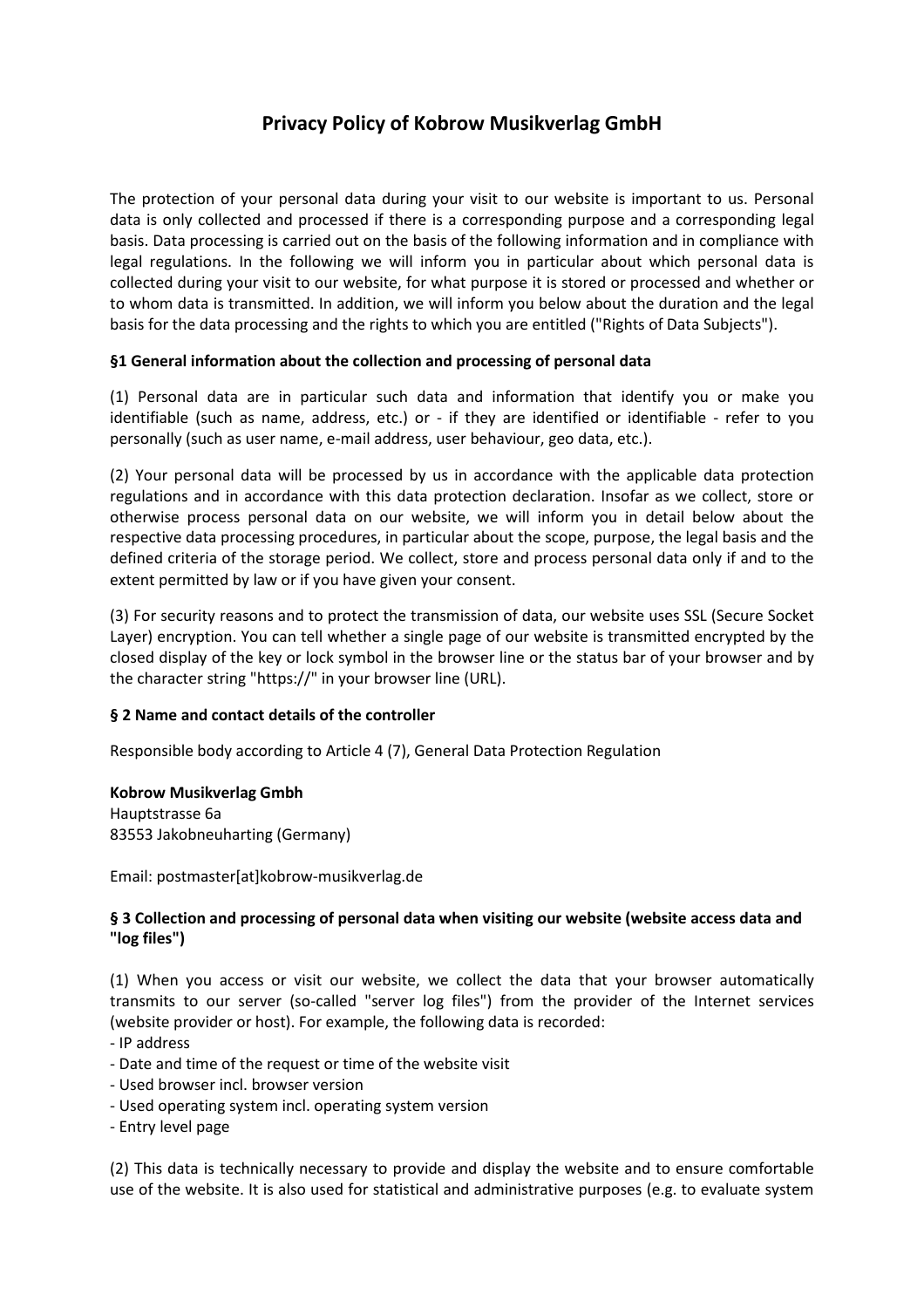# Privacy Policy of Kobrow Musikverlag GmbH

The protection of your personal data during your visit to our website is important to us. Personal data is only collected and processed if there is a corresponding purpose and a corresponding legal basis. Data processing is carried out on the basis of the following information and in compliance with legal regulations. In the following we will inform you in particular about which personal data is collected during your visit to our website, for what purpose it is stored or processed and whether or to whom data is transmitted. In addition, we will inform you below about the duration and the legal basis for the data processing and the rights to which you are entitled ("Rights of Data Subjects").

### §1 General information about the collection and processing of personal data

(1) Personal data are in particular such data and information that identify you or make you identifiable (such as name, address, etc.) or - if they are identified or identifiable - refer to you personally (such as user name, e-mail address, user behaviour, geo data, etc.).

(2) Your personal data will be processed by us in accordance with the applicable data protection regulations and in accordance with this data protection declaration. Insofar as we collect, store or otherwise process personal data on our website, we will inform you in detail below about the respective data processing procedures, in particular about the scope, purpose, the legal basis and the defined criteria of the storage period. We collect, store and process personal data only if and to the extent permitted by law or if you have given your consent.

(3) For security reasons and to protect the transmission of data, our website uses SSL (Secure Socket Layer) encryption. You can tell whether a single page of our website is transmitted encrypted by the closed display of the key or lock symbol in the browser line or the status bar of your browser and by the character string "https://" in your browser line (URL).

### § 2 Name and contact details of the controller

Responsible body according to Article 4 (7), General Data Protection Regulation

**Kobrow Musikverlag Gmbh**
Hauptstrasse 6a
83553 Jakobneuharting (Germany)

Email: postmaster[at]kobrow-musikverlag.de

### § 3 Collection and processing of personal data when visiting our website (website access data and "log files")

(1) When you access or visit our website, we collect the data that your browser automatically transmits to our server (so-called "server log files") from the provider of the Internet services (website provider or host). For example, the following data is recorded:

- IP address
- Date and time of the request or time of the website visit
- Used browser incl. browser version
- Used operating system incl. operating system version
- Entry level page

(2) This data is technically necessary to provide and display the website and to ensure comfortable use of the website. It is also used for statistical and administrative purposes (e.g. to evaluate system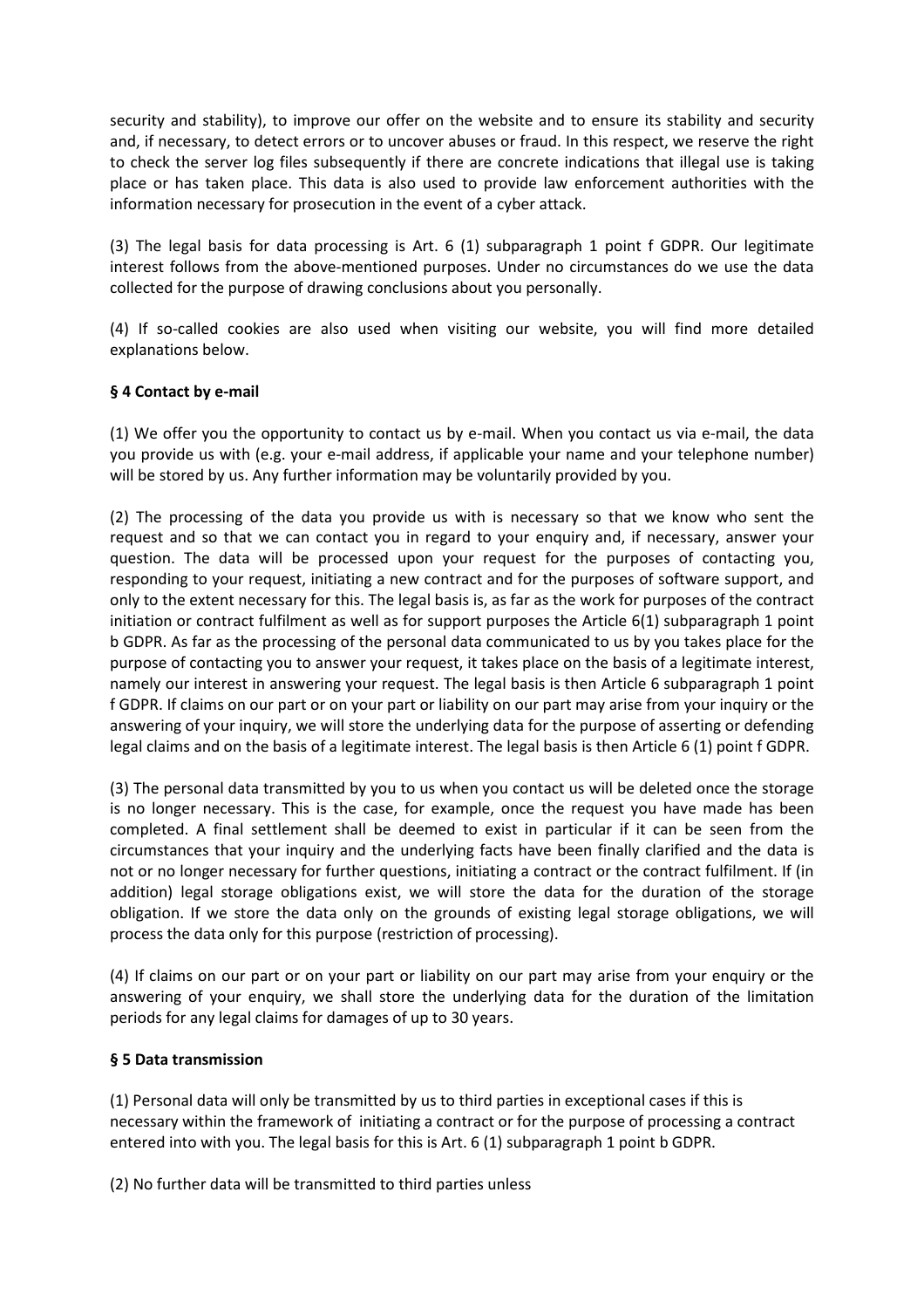security and stability), to improve our offer on the website and to ensure its stability and security and, if necessary, to detect errors or to uncover abuses or fraud. In this respect, we reserve the right to check the server log files subsequently if there are concrete indications that illegal use is taking place or has taken place. This data is also used to provide law enforcement authorities with the information necessary for prosecution in the event of a cyber attack.

(3) The legal basis for data processing is Art. 6 (1) subparagraph 1 point f GDPR. Our legitimate interest follows from the above-mentioned purposes. Under no circumstances do we use the data collected for the purpose of drawing conclusions about you personally.

(4) If so-called cookies are also used when visiting our website, you will find more detailed explanations below.

**§ 4 Contact by e-mail**

(1) We offer you the opportunity to contact us by e-mail. When you contact us via e-mail, the data you provide us with (e.g. your e-mail address, if applicable your name and your telephone number) will be stored by us. Any further information may be voluntarily provided by you.

(2) The processing of the data you provide us with is necessary so that we know who sent the request and so that we can contact you in regard to your enquiry and, if necessary, answer your question. The data will be processed upon your request for the purposes of contacting you, responding to your request, initiating a new contract and for the purposes of software support, and only to the extent necessary for this. The legal basis is, as far as the work for purposes of the contract initiation or contract fulfilment as well as for support purposes the Article 6(1) subparagraph 1 point b GDPR. As far as the processing of the personal data communicated to us by you takes place for the purpose of contacting you to answer your request, it takes place on the basis of a legitimate interest, namely our interest in answering your request. The legal basis is then Article 6 subparagraph 1 point f GDPR. If claims on our part or on your part or liability on our part may arise from your inquiry or the answering of your inquiry, we will store the underlying data for the purpose of asserting or defending legal claims and on the basis of a legitimate interest. The legal basis is then Article 6 (1) point f GDPR.

(3) The personal data transmitted by you to us when you contact us will be deleted once the storage is no longer necessary. This is the case, for example, once the request you have made has been completed. A final settlement shall be deemed to exist in particular if it can be seen from the circumstances that your inquiry and the underlying facts have been finally clarified and the data is not or no longer necessary for further questions, initiating a contract or the contract fulfilment. If (in addition) legal storage obligations exist, we will store the data for the duration of the storage obligation. If we store the data only on the grounds of existing legal storage obligations, we will process the data only for this purpose (restriction of processing).

(4) If claims on our part or on your part or liability on our part may arise from your enquiry or the answering of your enquiry, we shall store the underlying data for the duration of the limitation periods for any legal claims for damages of up to 30 years.

**§ 5 Data transmission**

(1) Personal data will only be transmitted by us to third parties in exceptional cases if this is necessary within the framework of initiating a contract or for the purpose of processing a contract entered into with you. The legal basis for this is Art. 6 (1) subparagraph 1 point b GDPR.

(2) No further data will be transmitted to third parties unless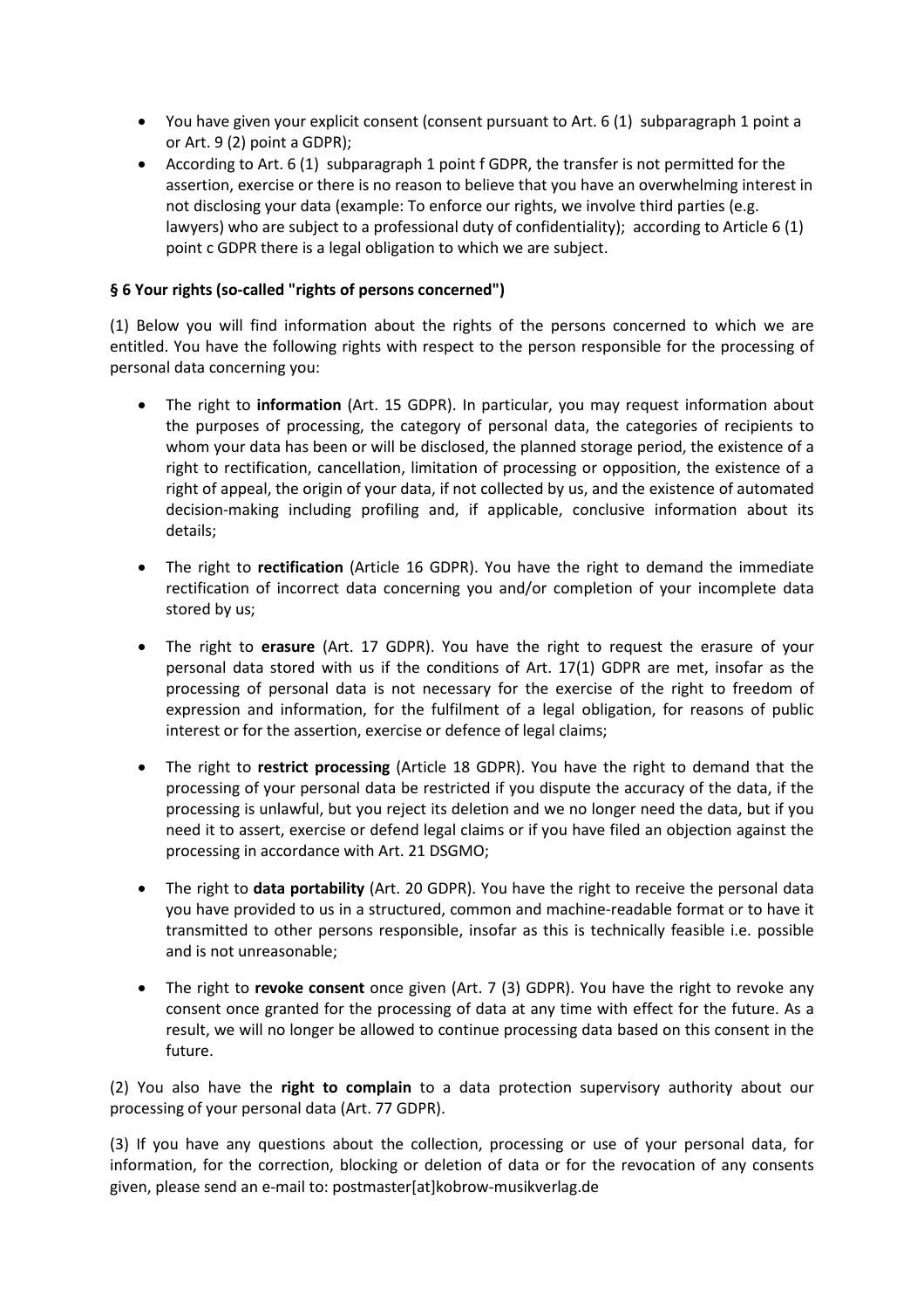- You have given your explicit consent (consent pursuant to Art. 6 (1) subparagraph 1 point a or Art. 9 (2) point a GDPR);
- According to Art. 6 (1) subparagraph 1 point f GDPR, the transfer is not permitted for the assertion, exercise or there is no reason to believe that you have an overwhelming interest in not disclosing your data (example: To enforce our rights, we involve third parties (e.g. lawyers) who are subject to a professional duty of confidentiality); according to Article 6 (1) point c GDPR there is a legal obligation to which we are subject.

**§ 6 Your rights (so-called "rights of persons concerned")**

(1) Below you will find information about the rights of the persons concerned to which we are entitled. You have the following rights with respect to the person responsible for the processing of personal data concerning you:

- The right to **information** (Art. 15 GDPR). In particular, you may request information about the purposes of processing, the category of personal data, the categories of recipients to whom your data has been or will be disclosed, the planned storage period, the existence of a right to rectification, cancellation, limitation of processing or opposition, the existence of a right of appeal, the origin of your data, if not collected by us, and the existence of automated decision-making including profiling and, if applicable, conclusive information about its details;

- The right to **rectification** (Article 16 GDPR). You have the right to demand the immediate rectification of incorrect data concerning you and/or completion of your incomplete data stored by us;

- The right to **erasure** (Art. 17 GDPR). You have the right to request the erasure of your personal data stored with us if the conditions of Art. 17(1) GDPR are met, insofar as the processing of personal data is not necessary for the exercise of the right to freedom of expression and information, for the fulfilment of a legal obligation, for reasons of public interest or for the assertion, exercise or defence of legal claims;

- The right to **restrict processing** (Article 18 GDPR). You have the right to demand that the processing of your personal data be restricted if you dispute the accuracy of the data, if the processing is unlawful, but you reject its deletion and we no longer need the data, but if you need it to assert, exercise or defend legal claims or if you have filed an objection against the processing in accordance with Art. 21 DSGMO;

- The right to **data portability** (Art. 20 GDPR). You have the right to receive the personal data you have provided to us in a structured, common and machine-readable format or to have it transmitted to other persons responsible, insofar as this is technically feasible i.e. possible and is not unreasonable;

- The right to **revoke consent** once given (Art. 7 (3) GDPR). You have the right to revoke any consent once granted for the processing of data at any time with effect for the future. As a result, we will no longer be allowed to continue processing data based on this consent in the future.

(2) You also have the **right to complain** to a data protection supervisory authority about our processing of your personal data (Art. 77 GDPR).

(3) If you have any questions about the collection, processing or use of your personal data, for information, for the correction, blocking or deletion of data or for the revocation of any consents given, please send an e-mail to: postmaster[at]kobrow-musikverlag.de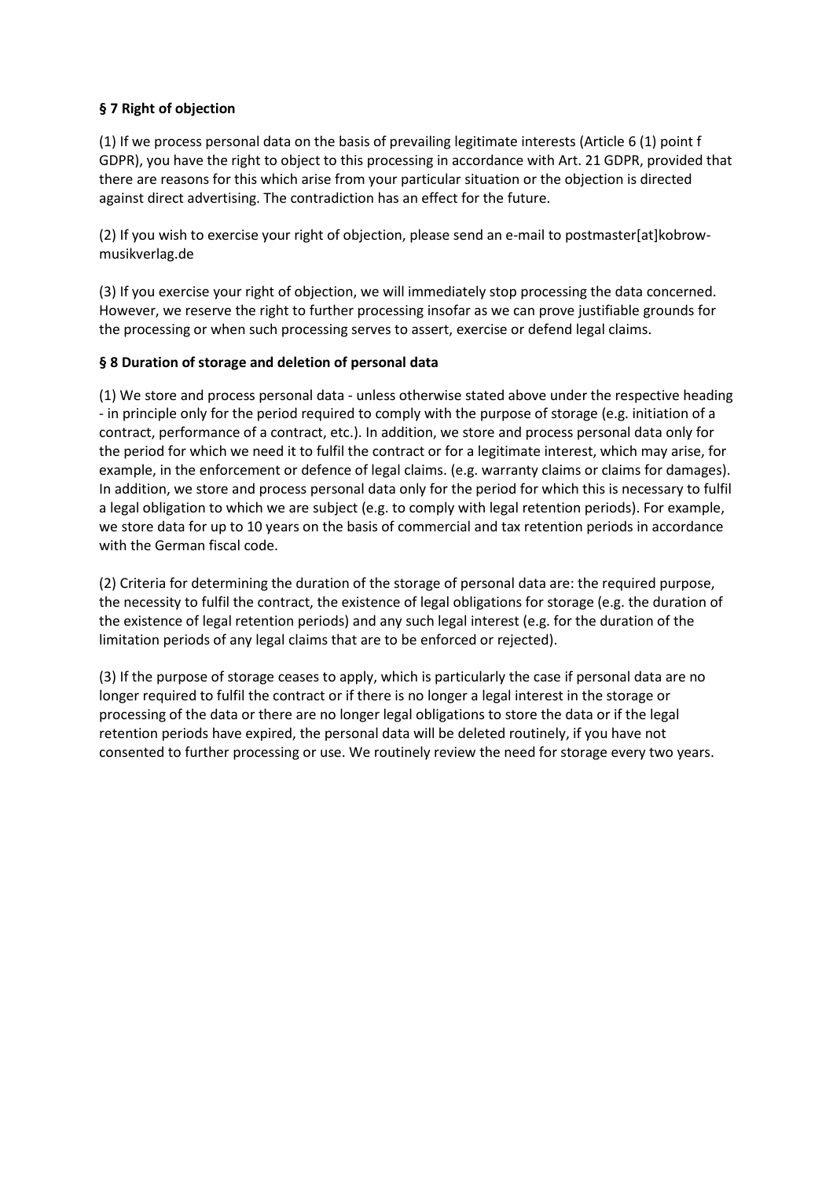**§ 7 Right of objection**

(1) If we process personal data on the basis of prevailing legitimate interests (Article 6 (1) point f GDPR), you have the right to object to this processing in accordance with Art. 21 GDPR, provided that there are reasons for this which arise from your particular situation or the objection is directed against direct advertising. The contradiction has an effect for the future.

(2) If you wish to exercise your right of objection, please send an e-mail to postmaster[at]kobrow-musikverlag.de

(3) If you exercise your right of objection, we will immediately stop processing the data concerned. However, we reserve the right to further processing insofar as we can prove justifiable grounds for the processing or when such processing serves to assert, exercise or defend legal claims.

**§ 8 Duration of storage and deletion of personal data**

(1) We store and process personal data - unless otherwise stated above under the respective heading - in principle only for the period required to comply with the purpose of storage (e.g. initiation of a contract, performance of a contract, etc.). In addition, we store and process personal data only for the period for which we need it to fulfil the contract or for a legitimate interest, which may arise, for example, in the enforcement or defence of legal claims. (e.g. warranty claims or claims for damages). In addition, we store and process personal data only for the period for which this is necessary to fulfil a legal obligation to which we are subject (e.g. to comply with legal retention periods). For example, we store data for up to 10 years on the basis of commercial and tax retention periods in accordance with the German fiscal code.

(2) Criteria for determining the duration of the storage of personal data are: the required purpose, the necessity to fulfil the contract, the existence of legal obligations for storage (e.g. the duration of the existence of legal retention periods) and any such legal interest (e.g. for the duration of the limitation periods of any legal claims that are to be enforced or rejected).

(3) If the purpose of storage ceases to apply, which is particularly the case if personal data are no longer required to fulfil the contract or if there is no longer a legal interest in the storage or processing of the data or there are no longer legal obligations to store the data or if the legal retention periods have expired, the personal data will be deleted routinely, if you have not consented to further processing or use. We routinely review the need for storage every two years.